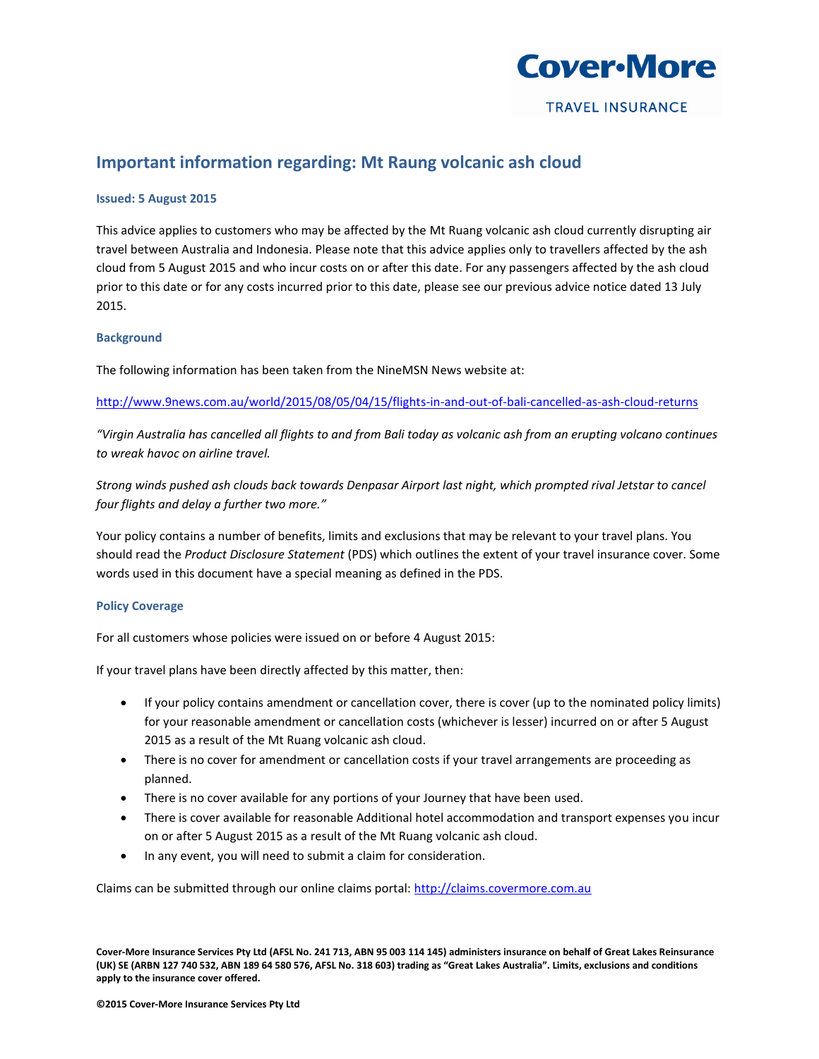**Cover-More**

TRAVEL INSURANCE

## Important information regarding: Mt Raung volcanic ash cloud

**Issued: 5 August 2015**

This advice applies to customers who may be affected by the Mt Ruang volcanic ash cloud currently disrupting air travel between Australia and Indonesia. Please note that this advice applies only to travellers affected by the ash cloud from 5 August 2015 and who incur costs on or after this date. For any passengers affected by the ash cloud prior to this date or for any costs incurred prior to this date, please see our previous advice notice dated 13 July 2015.

### Background

The following information has been taken from the NineMSN News website at:

http://www.9news.com.au/world/2015/08/05/04/15/flights-in-and-out-of-bali-cancelled-as-ash-cloud-returns

*"Virgin Australia has cancelled all flights to and from Bali today as volcanic ash from an erupting volcano continues to wreak havoc on airline travel.*

*Strong winds pushed ash clouds back towards Denpasar Airport last night, which prompted rival Jetstar to cancel four flights and delay a further two more."*

Your policy contains a number of benefits, limits and exclusions that may be relevant to your travel plans. You should read the *Product Disclosure Statement* (PDS) which outlines the extent of your travel insurance cover. Some words used in this document have a special meaning as defined in the PDS.

### Policy Coverage

For all customers whose policies were issued on or before 4 August 2015:

If your travel plans have been directly affected by this matter, then:

- If your policy contains amendment or cancellation cover, there is cover (up to the nominated policy limits) for your reasonable amendment or cancellation costs (whichever is lesser) incurred on or after 5 August 2015 as a result of the Mt Ruang volcanic ash cloud.
- There is no cover for amendment or cancellation costs if your travel arrangements are proceeding as planned.
- There is no cover available for any portions of your Journey that have been used.
- There is cover available for reasonable Additional hotel accommodation and transport expenses you incur on or after 5 August 2015 as a result of the Mt Ruang volcanic ash cloud.
- In any event, you will need to submit a claim for consideration.

Claims can be submitted through our online claims portal: http://claims.covermore.com.au

**Cover-More Insurance Services Pty Ltd (AFSL No. 241 713, ABN 95 003 114 145) administers insurance on behalf of Great Lakes Reinsurance (UK) SE (ARBN 127 740 532, ABN 189 64 580 576, AFSL No. 318 603) trading as "Great Lakes Australia". Limits, exclusions and conditions apply to the insurance cover offered.**

**©2015 Cover-More Insurance Services Pty Ltd**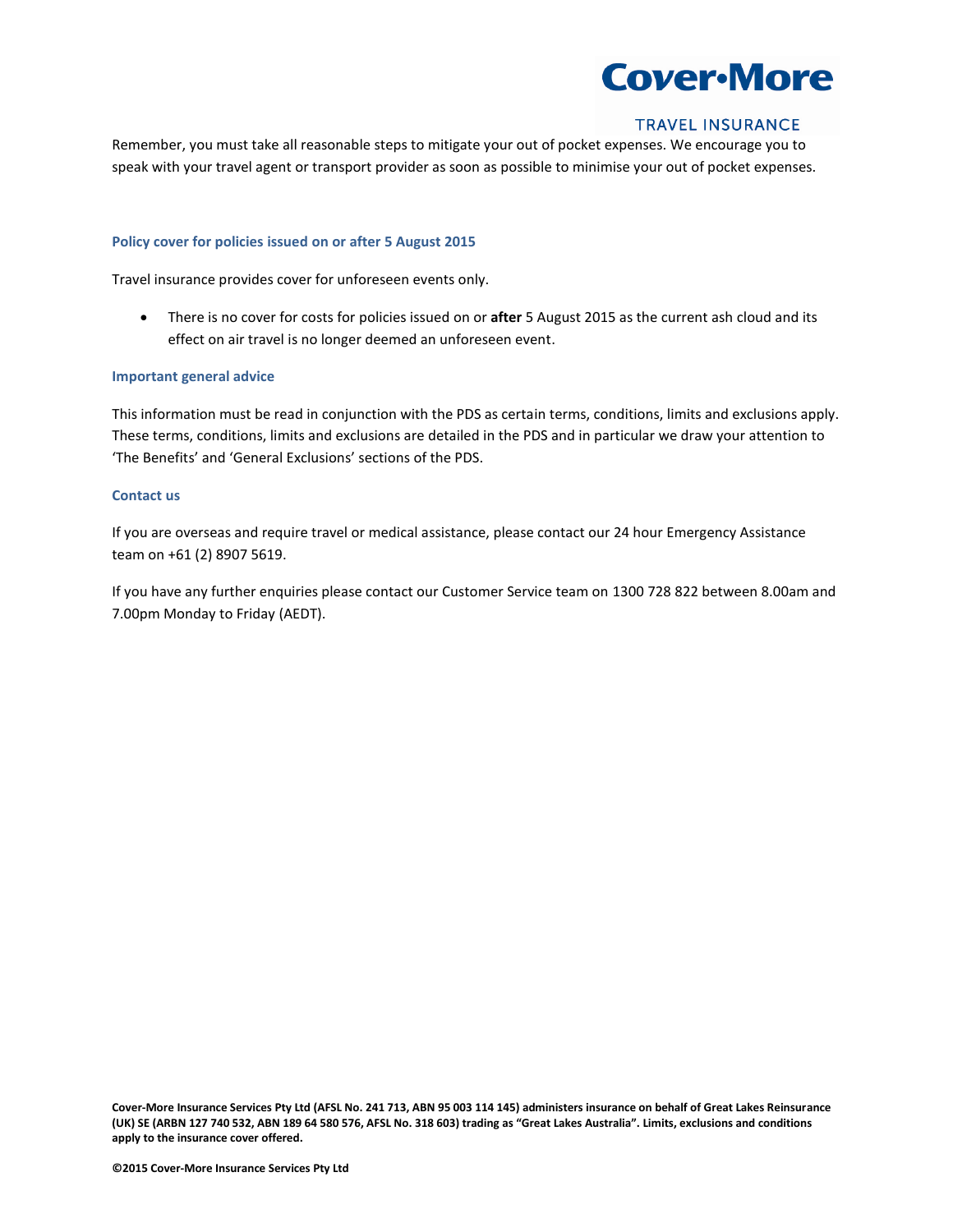Remember, you must take all reasonable steps to mitigate your out of pocket expenses. We encourage you to speak with your travel agent or transport provider as soon as possible to minimise your out of pocket expenses.

### Policy cover for policies issued on or after 5 August 2015

Travel insurance provides cover for unforeseen events only.

- There is no cover for costs for policies issued on or **after** 5 August 2015 as the current ash cloud and its effect on air travel is no longer deemed an unforeseen event.

### Important general advice

This information must be read in conjunction with the PDS as certain terms, conditions, limits and exclusions apply. These terms, conditions, limits and exclusions are detailed in the PDS and in particular we draw your attention to 'The Benefits' and 'General Exclusions' sections of the PDS.

### Contact us

If you are overseas and require travel or medical assistance, please contact our 24 hour Emergency Assistance team on +61 (2) 8907 5619.

If you have any further enquiries please contact our Customer Service team on 1300 728 822 between 8.00am and 7.00pm Monday to Friday (AEDT).

**Cover-More Insurance Services Pty Ltd (AFSL No. 241 713, ABN 95 003 114 145) administers insurance on behalf of Great Lakes Reinsurance (UK) SE (ARBN 127 740 532, ABN 189 64 580 576, AFSL No. 318 603) trading as "Great Lakes Australia". Limits, exclusions and conditions apply to the insurance cover offered.**

**©2015 Cover-More Insurance Services Pty Ltd**